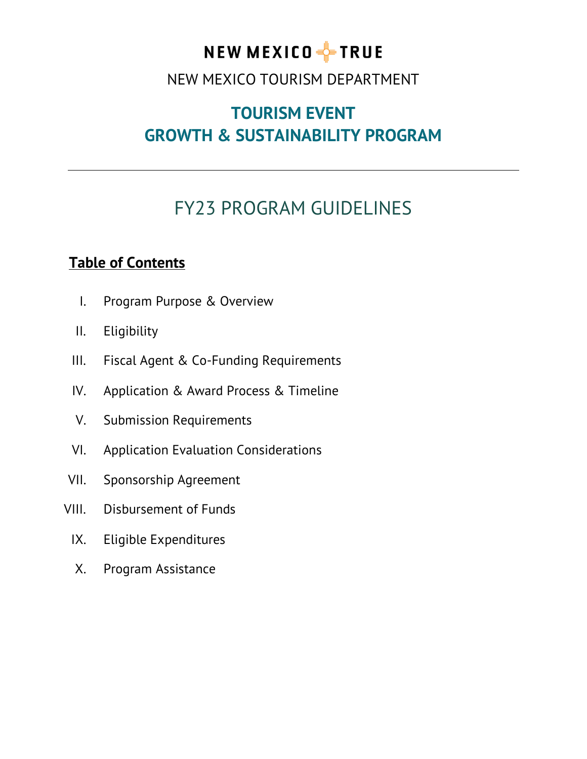NEW MEXICO TRUE

NEW MEXICO TOURISM DEPARTMENT

# TOURISM EVENT GROWTH & SUSTAINABILITY PROGRAM

---

## FY23 PROGRAM GUIDELINES

**Table of Contents**

I. Program Purpose & Overview

II. Eligibility

III. Fiscal Agent & Co-Funding Requirements

IV. Application & Award Process & Timeline

V. Submission Requirements

VI. Application Evaluation Considerations

VII. Sponsorship Agreement

VIII. Disbursement of Funds

IX. Eligible Expenditures

X. Program Assistance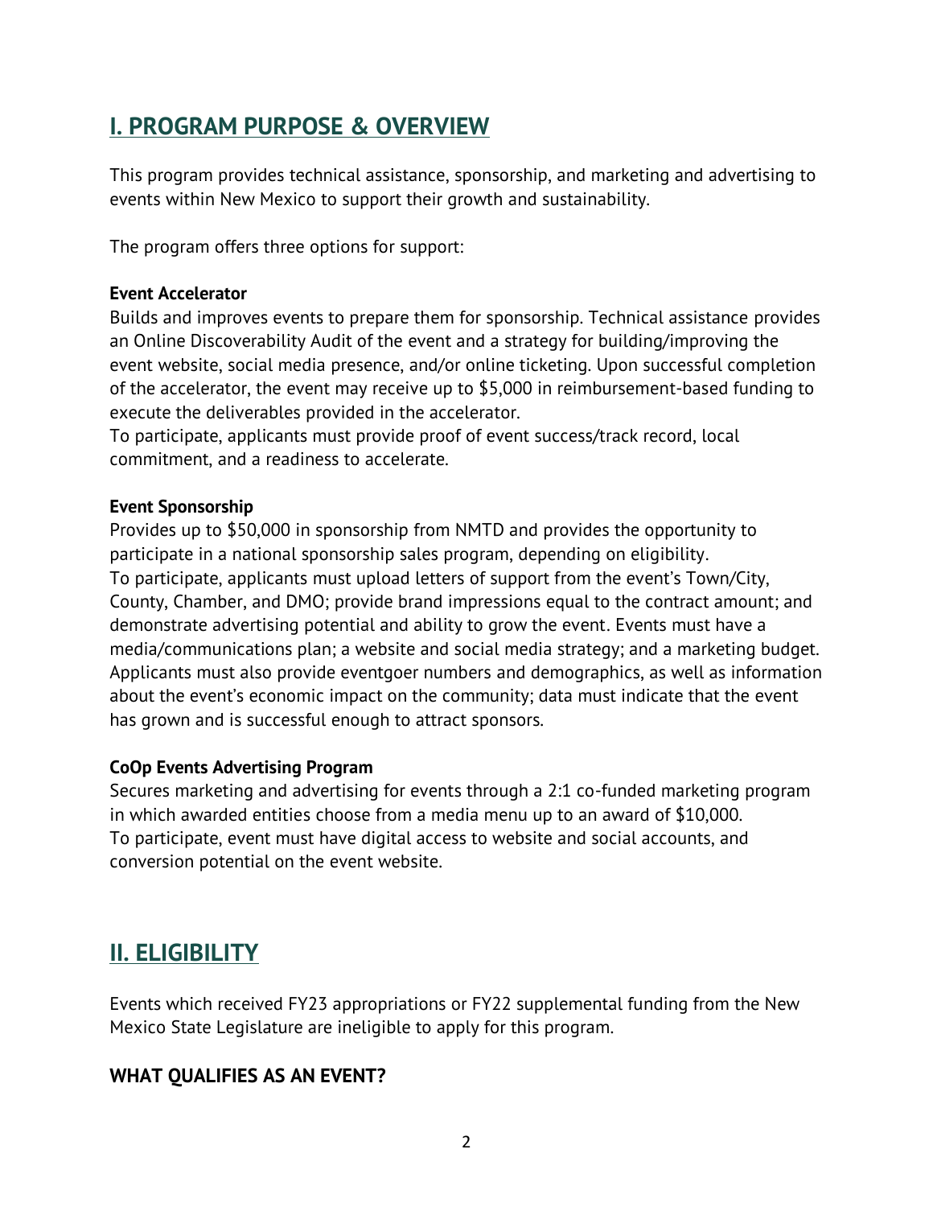## I. PROGRAM PURPOSE & OVERVIEW

This program provides technical assistance, sponsorship, and marketing and advertising to events within New Mexico to support their growth and sustainability.

The program offers three options for support:

**Event Accelerator**
Builds and improves events to prepare them for sponsorship. Technical assistance provides an Online Discoverability Audit of the event and a strategy for building/improving the event website, social media presence, and/or online ticketing. Upon successful completion of the accelerator, the event may receive up to $5,000 in reimbursement-based funding to execute the deliverables provided in the accelerator.
To participate, applicants must provide proof of event success/track record, local commitment, and a readiness to accelerate.

**Event Sponsorship**
Provides up to $50,000 in sponsorship from NMTD and provides the opportunity to participate in a national sponsorship sales program, depending on eligibility.
To participate, applicants must upload letters of support from the event's Town/City, County, Chamber, and DMO; provide brand impressions equal to the contract amount; and demonstrate advertising potential and ability to grow the event. Events must have a media/communications plan; a website and social media strategy; and a marketing budget. Applicants must also provide eventgoer numbers and demographics, as well as information about the event's economic impact on the community; data must indicate that the event has grown and is successful enough to attract sponsors.

**CoOp Events Advertising Program**
Secures marketing and advertising for events through a 2:1 co-funded marketing program in which awarded entities choose from a media menu up to an award of $10,000.
To participate, event must have digital access to website and social accounts, and conversion potential on the event website.

## II. ELIGIBILITY

Events which received FY23 appropriations or FY22 supplemental funding from the New Mexico State Legislature are ineligible to apply for this program.

### WHAT QUALIFIES AS AN EVENT?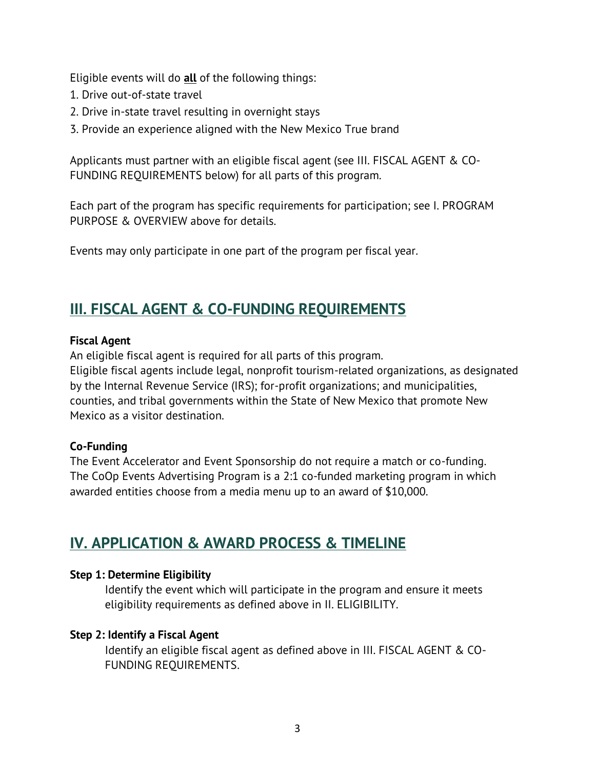Eligible events will do **all** of the following things:

1. Drive out-of-state travel
2. Drive in-state travel resulting in overnight stays
3. Provide an experience aligned with the New Mexico True brand

Applicants must partner with an eligible fiscal agent (see III. FISCAL AGENT & CO-FUNDING REQUIREMENTS below) for all parts of this program.

Each part of the program has specific requirements for participation; see I. PROGRAM PURPOSE & OVERVIEW above for details.

Events may only participate in one part of the program per fiscal year.

## III. FISCAL AGENT & CO-FUNDING REQUIREMENTS

**Fiscal Agent**

An eligible fiscal agent is required for all parts of this program.
Eligible fiscal agents include legal, nonprofit tourism-related organizations, as designated by the Internal Revenue Service (IRS); for-profit organizations; and municipalities, counties, and tribal governments within the State of New Mexico that promote New Mexico as a visitor destination.

**Co-Funding**

The Event Accelerator and Event Sponsorship do not require a match or co-funding.
The CoOp Events Advertising Program is a 2:1 co-funded marketing program in which awarded entities choose from a media menu up to an award of $10,000.

## IV. APPLICATION & AWARD PROCESS & TIMELINE

**Step 1: Determine Eligibility**

Identify the event which will participate in the program and ensure it meets eligibility requirements as defined above in II. ELIGIBILITY.

**Step 2: Identify a Fiscal Agent**

Identify an eligible fiscal agent as defined above in III. FISCAL AGENT & CO-FUNDING REQUIREMENTS.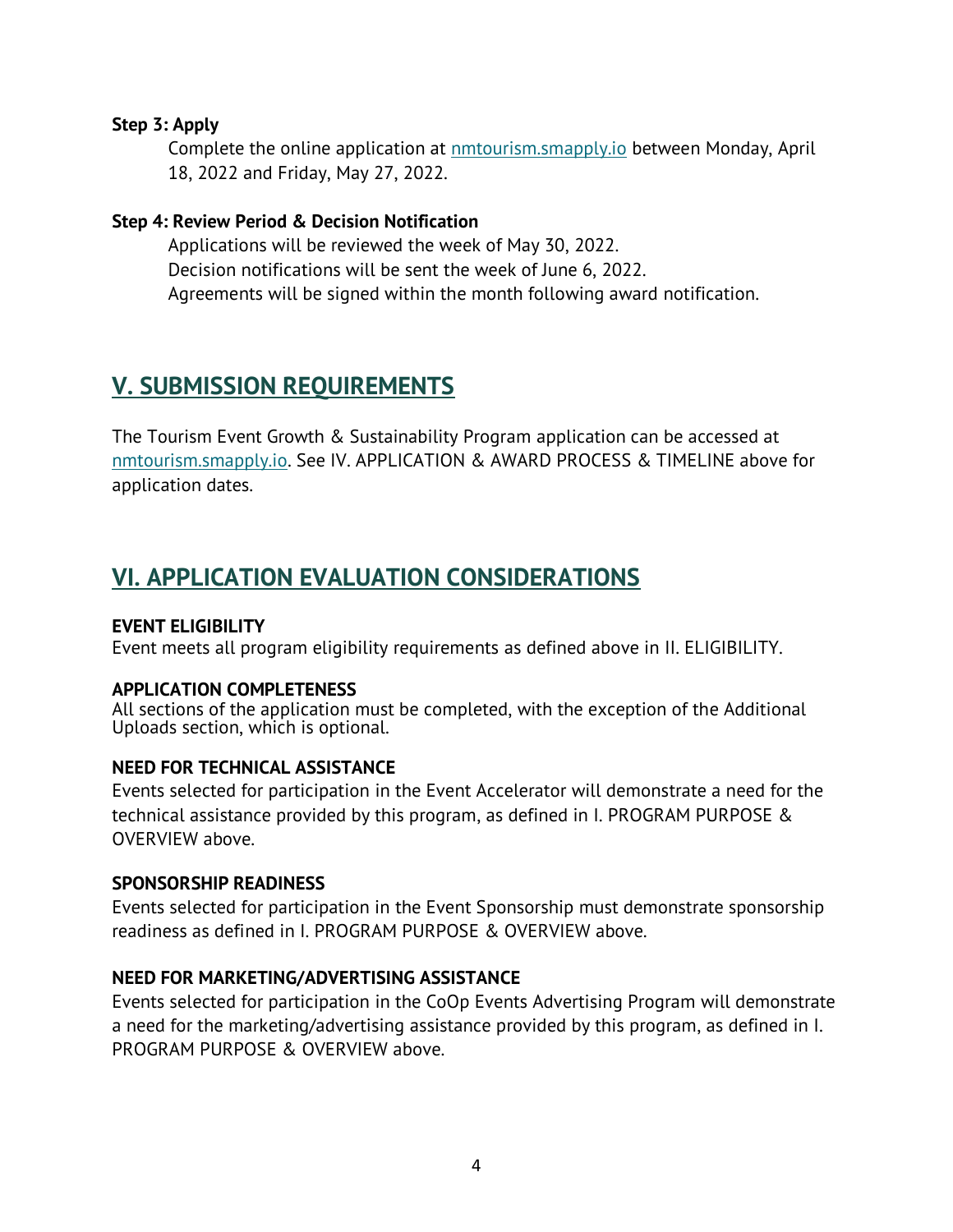**Step 3: Apply**

Complete the online application at [nmtourism.smapply.io](nmtourism.smapply.io) between Monday, April 18, 2022 and Friday, May 27, 2022.

**Step 4: Review Period & Decision Notification**

Applications will be reviewed the week of May 30, 2022.
Decision notifications will be sent the week of June 6, 2022.
Agreements will be signed within the month following award notification.

## V. SUBMISSION REQUIREMENTS

The Tourism Event Growth & Sustainability Program application can be accessed at [nmtourism.smapply.io](nmtourism.smapply.io). See IV. APPLICATION & AWARD PROCESS & TIMELINE above for application dates.

## VI. APPLICATION EVALUATION CONSIDERATIONS

**EVENT ELIGIBILITY**
Event meets all program eligibility requirements as defined above in II. ELIGIBILITY.

**APPLICATION COMPLETENESS**
All sections of the application must be completed, with the exception of the Additional Uploads section, which is optional.

**NEED FOR TECHNICAL ASSISTANCE**
Events selected for participation in the Event Accelerator will demonstrate a need for the technical assistance provided by this program, as defined in I. PROGRAM PURPOSE & OVERVIEW above.

**SPONSORSHIP READINESS**
Events selected for participation in the Event Sponsorship must demonstrate sponsorship readiness as defined in I. PROGRAM PURPOSE & OVERVIEW above.

**NEED FOR MARKETING/ADVERTISING ASSISTANCE**
Events selected for participation in the CoOp Events Advertising Program will demonstrate a need for the marketing/advertising assistance provided by this program, as defined in I. PROGRAM PURPOSE & OVERVIEW above.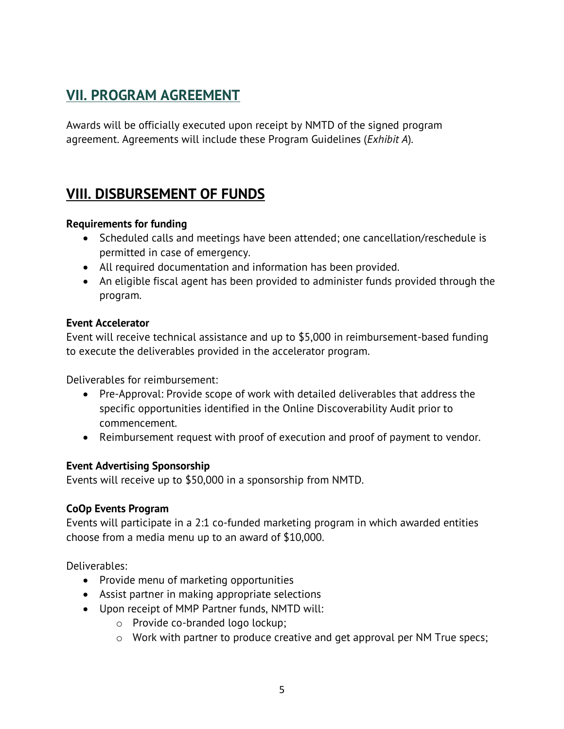## VII. PROGRAM AGREEMENT

Awards will be officially executed upon receipt by NMTD of the signed program agreement. Agreements will include these Program Guidelines (*Exhibit A*).

## VIII. DISBURSEMENT OF FUNDS

**Requirements for funding**

- Scheduled calls and meetings have been attended; one cancellation/reschedule is permitted in case of emergency.
- All required documentation and information has been provided.
- An eligible fiscal agent has been provided to administer funds provided through the program.

**Event Accelerator**

Event will receive technical assistance and up to $5,000 in reimbursement-based funding to execute the deliverables provided in the accelerator program.

Deliverables for reimbursement:

- Pre-Approval: Provide scope of work with detailed deliverables that address the specific opportunities identified in the Online Discoverability Audit prior to commencement.
- Reimbursement request with proof of execution and proof of payment to vendor.

**Event Advertising Sponsorship**

Events will receive up to $50,000 in a sponsorship from NMTD.

**CoOp Events Program**

Events will participate in a 2:1 co-funded marketing program in which awarded entities choose from a media menu up to an award of $10,000.

Deliverables:

- Provide menu of marketing opportunities
- Assist partner in making appropriate selections
- Upon receipt of MMP Partner funds, NMTD will:
  - Provide co-branded logo lockup;
  - Work with partner to produce creative and get approval per NM True specs;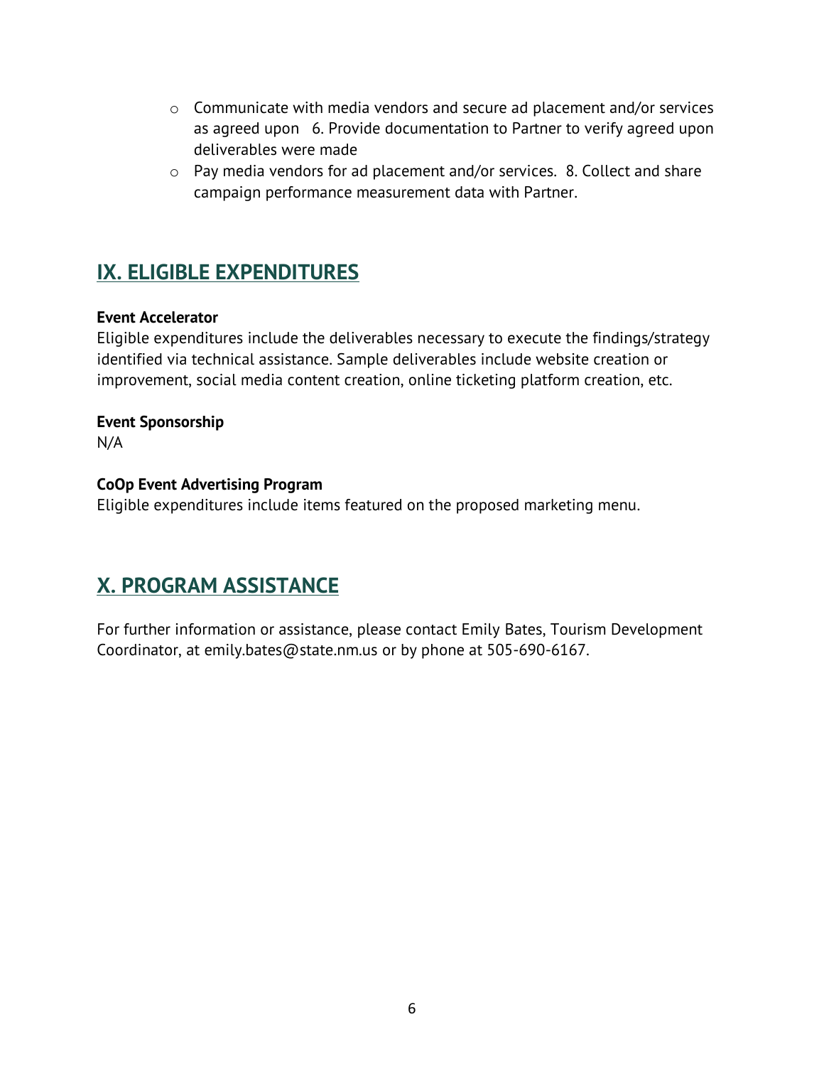- Communicate with media vendors and secure ad placement and/or services as agreed upon 6. Provide documentation to Partner to verify agreed upon deliverables were made
- Pay media vendors for ad placement and/or services. 8. Collect and share campaign performance measurement data with Partner.

## IX. ELIGIBLE EXPENDITURES

**Event Accelerator**
Eligible expenditures include the deliverables necessary to execute the findings/strategy identified via technical assistance. Sample deliverables include website creation or improvement, social media content creation, online ticketing platform creation, etc.

**Event Sponsorship**
N/A

**CoOp Event Advertising Program**
Eligible expenditures include items featured on the proposed marketing menu.

## X. PROGRAM ASSISTANCE

For further information or assistance, please contact Emily Bates, Tourism Development Coordinator, at emily.bates@state.nm.us or by phone at 505-690-6167.